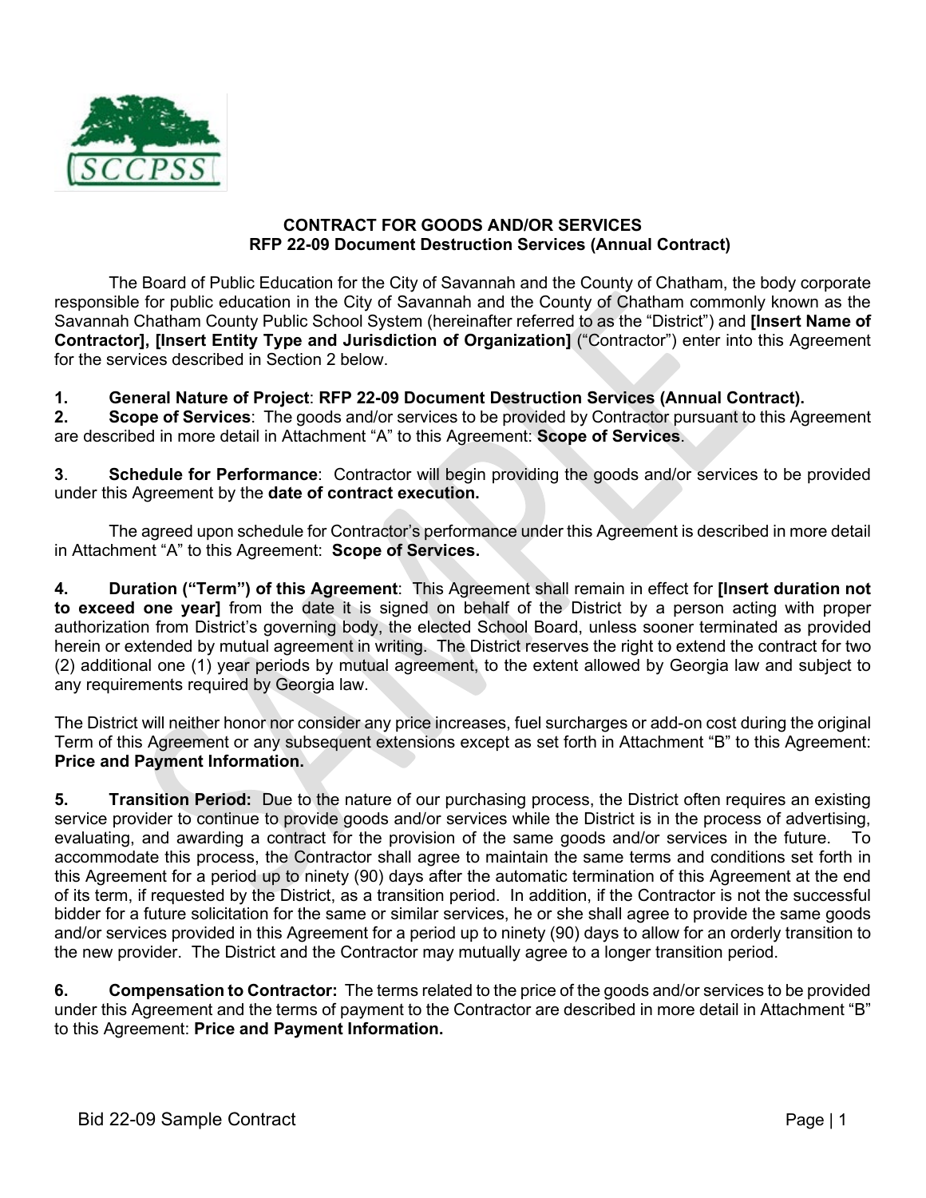**CONTRACT FOR GOODS AND/OR SERVICES**
**RFP 22-09 Document Destruction Services (Annual Contract)**

The Board of Public Education for the City of Savannah and the County of Chatham, the body corporate responsible for public education in the City of Savannah and the County of Chatham commonly known as the Savannah Chatham County Public School System (hereinafter referred to as the "District") and **[Insert Name of Contractor], [Insert Entity Type and Jurisdiction of Organization]** ("Contractor") enter into this Agreement for the services described in Section 2 below.

**1. General Nature of Project**: **RFP 22-09 Document Destruction Services (Annual Contract).**

**2. Scope of Services**: The goods and/or services to be provided by Contractor pursuant to this Agreement are described in more detail in Attachment "A" to this Agreement: **Scope of Services**.

**3**. **Schedule for Performance**: Contractor will begin providing the goods and/or services to be provided under this Agreement by the **date of contract execution.**

The agreed upon schedule for Contractor's performance under this Agreement is described in more detail in Attachment "A" to this Agreement: **Scope of Services.**

**4. Duration ("Term") of this Agreement**: This Agreement shall remain in effect for **[Insert duration not to exceed one year]** from the date it is signed on behalf of the District by a person acting with proper authorization from District's governing body, the elected School Board, unless sooner terminated as provided herein or extended by mutual agreement in writing. The District reserves the right to extend the contract for two (2) additional one (1) year periods by mutual agreement, to the extent allowed by Georgia law and subject to any requirements required by Georgia law.

The District will neither honor nor consider any price increases, fuel surcharges or add-on cost during the original Term of this Agreement or any subsequent extensions except as set forth in Attachment "B" to this Agreement: **Price and Payment Information.**

**5. Transition Period:** Due to the nature of our purchasing process, the District often requires an existing service provider to continue to provide goods and/or services while the District is in the process of advertising, evaluating, and awarding a contract for the provision of the same goods and/or services in the future. To accommodate this process, the Contractor shall agree to maintain the same terms and conditions set forth in this Agreement for a period up to ninety (90) days after the automatic termination of this Agreement at the end of its term, if requested by the District, as a transition period. In addition, if the Contractor is not the successful bidder for a future solicitation for the same or similar services, he or she shall agree to provide the same goods and/or services provided in this Agreement for a period up to ninety (90) days to allow for an orderly transition to the new provider. The District and the Contractor may mutually agree to a longer transition period.

**6. Compensation to Contractor:** The terms related to the price of the goods and/or services to be provided under this Agreement and the terms of payment to the Contractor are described in more detail in Attachment "B" to this Agreement: **Price and Payment Information.**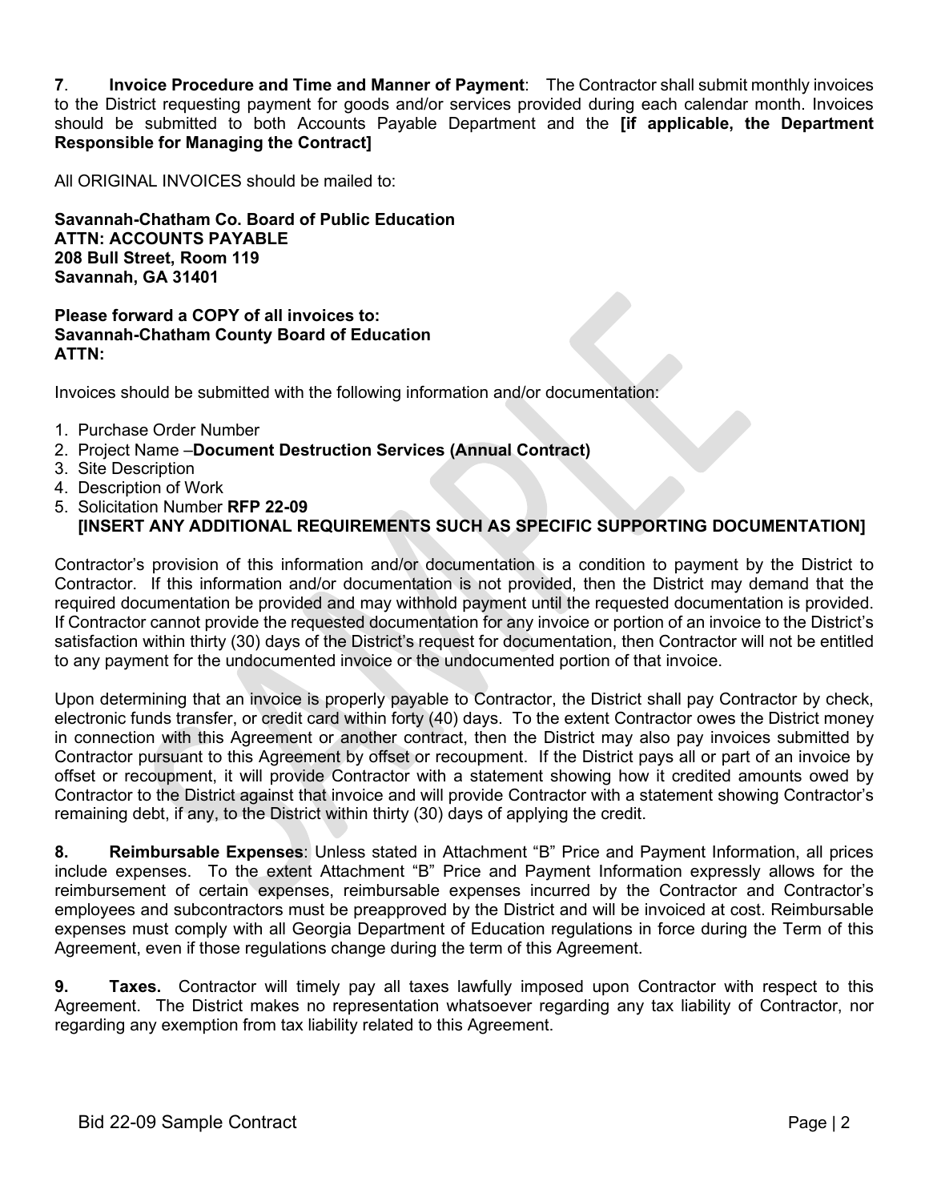**7**. **Invoice Procedure and Time and Manner of Payment**: The Contractor shall submit monthly invoices to the District requesting payment for goods and/or services provided during each calendar month. Invoices should be submitted to both Accounts Payable Department and the **[if applicable, the Department Responsible for Managing the Contract]**

All ORIGINAL INVOICES should be mailed to:

**Savannah-Chatham Co. Board of Public Education**
**ATTN: ACCOUNTS PAYABLE**
**208 Bull Street, Room 119**
**Savannah, GA 31401**

**Please forward a COPY of all invoices to:**
**Savannah-Chatham County Board of Education**
**ATTN:**

Invoices should be submitted with the following information and/or documentation:

1. Purchase Order Number
2. Project Name –**Document Destruction Services (Annual Contract)**
3. Site Description
4. Description of Work
5. Solicitation Number **RFP 22-09**
   **[INSERT ANY ADDITIONAL REQUIREMENTS SUCH AS SPECIFIC SUPPORTING DOCUMENTATION]**

Contractor's provision of this information and/or documentation is a condition to payment by the District to Contractor. If this information and/or documentation is not provided, then the District may demand that the required documentation be provided and may withhold payment until the requested documentation is provided. If Contractor cannot provide the requested documentation for any invoice or portion of an invoice to the District's satisfaction within thirty (30) days of the District's request for documentation, then Contractor will not be entitled to any payment for the undocumented invoice or the undocumented portion of that invoice.

Upon determining that an invoice is properly payable to Contractor, the District shall pay Contractor by check, electronic funds transfer, or credit card within forty (40) days. To the extent Contractor owes the District money in connection with this Agreement or another contract, then the District may also pay invoices submitted by Contractor pursuant to this Agreement by offset or recoupment. If the District pays all or part of an invoice by offset or recoupment, it will provide Contractor with a statement showing how it credited amounts owed by Contractor to the District against that invoice and will provide Contractor with a statement showing Contractor's remaining debt, if any, to the District within thirty (30) days of applying the credit.

**8. Reimbursable Expenses**: Unless stated in Attachment "B" Price and Payment Information, all prices include expenses. To the extent Attachment "B" Price and Payment Information expressly allows for the reimbursement of certain expenses, reimbursable expenses incurred by the Contractor and Contractor's employees and subcontractors must be preapproved by the District and will be invoiced at cost. Reimbursable expenses must comply with all Georgia Department of Education regulations in force during the Term of this Agreement, even if those regulations change during the term of this Agreement.

**9. Taxes.** Contractor will timely pay all taxes lawfully imposed upon Contractor with respect to this Agreement. The District makes no representation whatsoever regarding any tax liability of Contractor, nor regarding any exemption from tax liability related to this Agreement.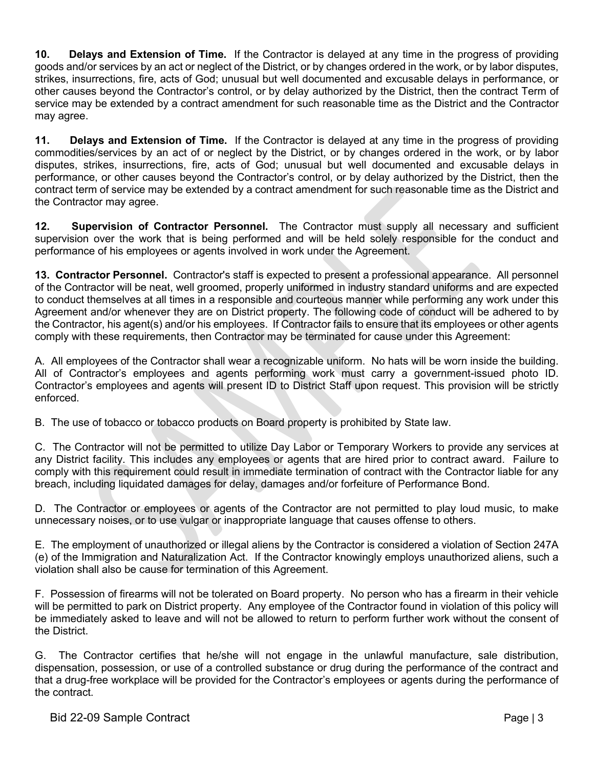**10. Delays and Extension of Time.** If the Contractor is delayed at any time in the progress of providing goods and/or services by an act or neglect of the District, or by changes ordered in the work, or by labor disputes, strikes, insurrections, fire, acts of God; unusual but well documented and excusable delays in performance, or other causes beyond the Contractor's control, or by delay authorized by the District, then the contract Term of service may be extended by a contract amendment for such reasonable time as the District and the Contractor may agree.

**11. Delays and Extension of Time.** If the Contractor is delayed at any time in the progress of providing commodities/services by an act of or neglect by the District, or by changes ordered in the work, or by labor disputes, strikes, insurrections, fire, acts of God; unusual but well documented and excusable delays in performance, or other causes beyond the Contractor's control, or by delay authorized by the District, then the contract term of service may be extended by a contract amendment for such reasonable time as the District and the Contractor may agree.

**12. Supervision of Contractor Personnel.** The Contractor must supply all necessary and sufficient supervision over the work that is being performed and will be held solely responsible for the conduct and performance of his employees or agents involved in work under the Agreement.

**13. Contractor Personnel.** Contractor's staff is expected to present a professional appearance. All personnel of the Contractor will be neat, well groomed, properly uniformed in industry standard uniforms and are expected to conduct themselves at all times in a responsible and courteous manner while performing any work under this Agreement and/or whenever they are on District property. The following code of conduct will be adhered to by the Contractor, his agent(s) and/or his employees. If Contractor fails to ensure that its employees or other agents comply with these requirements, then Contractor may be terminated for cause under this Agreement:

A. All employees of the Contractor shall wear a recognizable uniform. No hats will be worn inside the building. All of Contractor's employees and agents performing work must carry a government-issued photo ID. Contractor's employees and agents will present ID to District Staff upon request. This provision will be strictly enforced.

B. The use of tobacco or tobacco products on Board property is prohibited by State law.

C. The Contractor will not be permitted to utilize Day Labor or Temporary Workers to provide any services at any District facility. This includes any employees or agents that are hired prior to contract award. Failure to comply with this requirement could result in immediate termination of contract with the Contractor liable for any breach, including liquidated damages for delay, damages and/or forfeiture of Performance Bond.

D. The Contractor or employees or agents of the Contractor are not permitted to play loud music, to make unnecessary noises, or to use vulgar or inappropriate language that causes offense to others.

E. The employment of unauthorized or illegal aliens by the Contractor is considered a violation of Section 247A (e) of the Immigration and Naturalization Act. If the Contractor knowingly employs unauthorized aliens, such a violation shall also be cause for termination of this Agreement.

F. Possession of firearms will not be tolerated on Board property. No person who has a firearm in their vehicle will be permitted to park on District property. Any employee of the Contractor found in violation of this policy will be immediately asked to leave and will not be allowed to return to perform further work without the consent of the District.

G. The Contractor certifies that he/she will not engage in the unlawful manufacture, sale distribution, dispensation, possession, or use of a controlled substance or drug during the performance of the contract and that a drug-free workplace will be provided for the Contractor's employees or agents during the performance of the contract.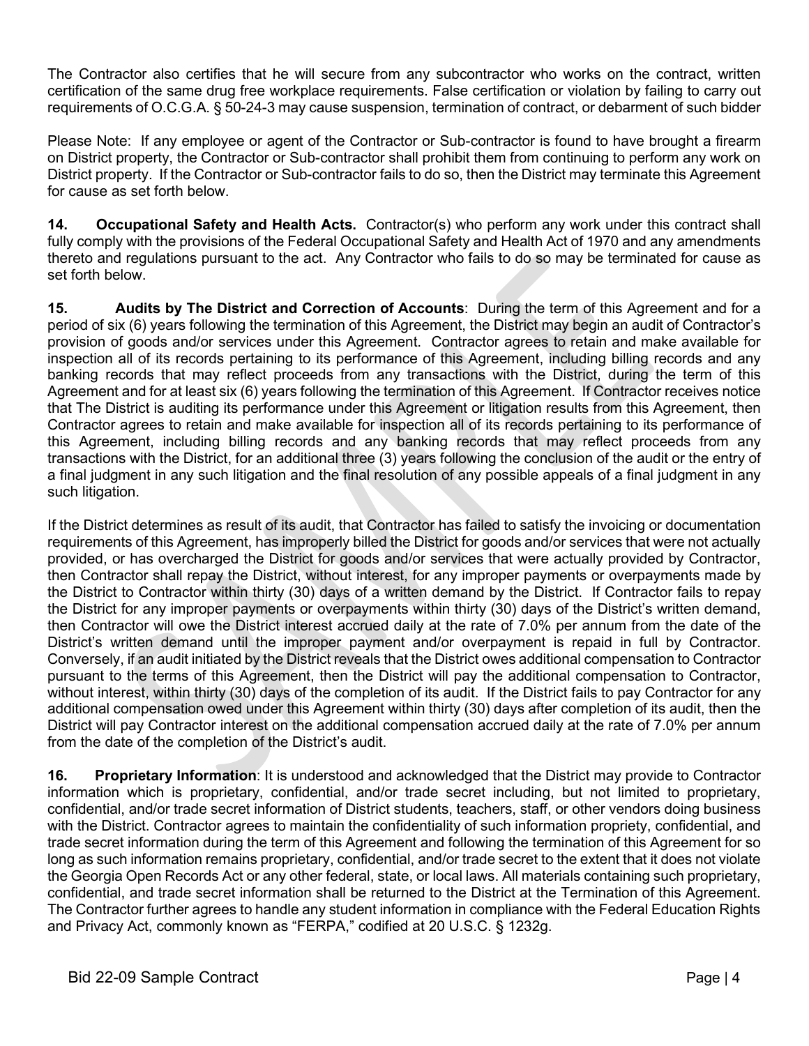The Contractor also certifies that he will secure from any subcontractor who works on the contract, written certification of the same drug free workplace requirements. False certification or violation by failing to carry out requirements of O.C.G.A. § 50-24-3 may cause suspension, termination of contract, or debarment of such bidder

Please Note: If any employee or agent of the Contractor or Sub-contractor is found to have brought a firearm on District property, the Contractor or Sub-contractor shall prohibit them from continuing to perform any work on District property. If the Contractor or Sub-contractor fails to do so, then the District may terminate this Agreement for cause as set forth below.

**14. Occupational Safety and Health Acts.** Contractor(s) who perform any work under this contract shall fully comply with the provisions of the Federal Occupational Safety and Health Act of 1970 and any amendments thereto and regulations pursuant to the act. Any Contractor who fails to do so may be terminated for cause as set forth below.

**15. Audits by The District and Correction of Accounts**: During the term of this Agreement and for a period of six (6) years following the termination of this Agreement, the District may begin an audit of Contractor's provision of goods and/or services under this Agreement. Contractor agrees to retain and make available for inspection all of its records pertaining to its performance of this Agreement, including billing records and any banking records that may reflect proceeds from any transactions with the District, during the term of this Agreement and for at least six (6) years following the termination of this Agreement. If Contractor receives notice that The District is auditing its performance under this Agreement or litigation results from this Agreement, then Contractor agrees to retain and make available for inspection all of its records pertaining to its performance of this Agreement, including billing records and any banking records that may reflect proceeds from any transactions with the District, for an additional three (3) years following the conclusion of the audit or the entry of a final judgment in any such litigation and the final resolution of any possible appeals of a final judgment in any such litigation.

If the District determines as result of its audit, that Contractor has failed to satisfy the invoicing or documentation requirements of this Agreement, has improperly billed the District for goods and/or services that were not actually provided, or has overcharged the District for goods and/or services that were actually provided by Contractor, then Contractor shall repay the District, without interest, for any improper payments or overpayments made by the District to Contractor within thirty (30) days of a written demand by the District. If Contractor fails to repay the District for any improper payments or overpayments within thirty (30) days of the District's written demand, then Contractor will owe the District interest accrued daily at the rate of 7.0% per annum from the date of the District's written demand until the improper payment and/or overpayment is repaid in full by Contractor. Conversely, if an audit initiated by the District reveals that the District owes additional compensation to Contractor pursuant to the terms of this Agreement, then the District will pay the additional compensation to Contractor, without interest, within thirty (30) days of the completion of its audit. If the District fails to pay Contractor for any additional compensation owed under this Agreement within thirty (30) days after completion of its audit, then the District will pay Contractor interest on the additional compensation accrued daily at the rate of 7.0% per annum from the date of the completion of the District's audit.

**16. Proprietary Information**: It is understood and acknowledged that the District may provide to Contractor information which is proprietary, confidential, and/or trade secret including, but not limited to proprietary, confidential, and/or trade secret information of District students, teachers, staff, or other vendors doing business with the District. Contractor agrees to maintain the confidentiality of such information propriety, confidential, and trade secret information during the term of this Agreement and following the termination of this Agreement for so long as such information remains proprietary, confidential, and/or trade secret to the extent that it does not violate the Georgia Open Records Act or any other federal, state, or local laws. All materials containing such proprietary, confidential, and trade secret information shall be returned to the District at the Termination of this Agreement. The Contractor further agrees to handle any student information in compliance with the Federal Education Rights and Privacy Act, commonly known as "FERPA," codified at 20 U.S.C. § 1232g.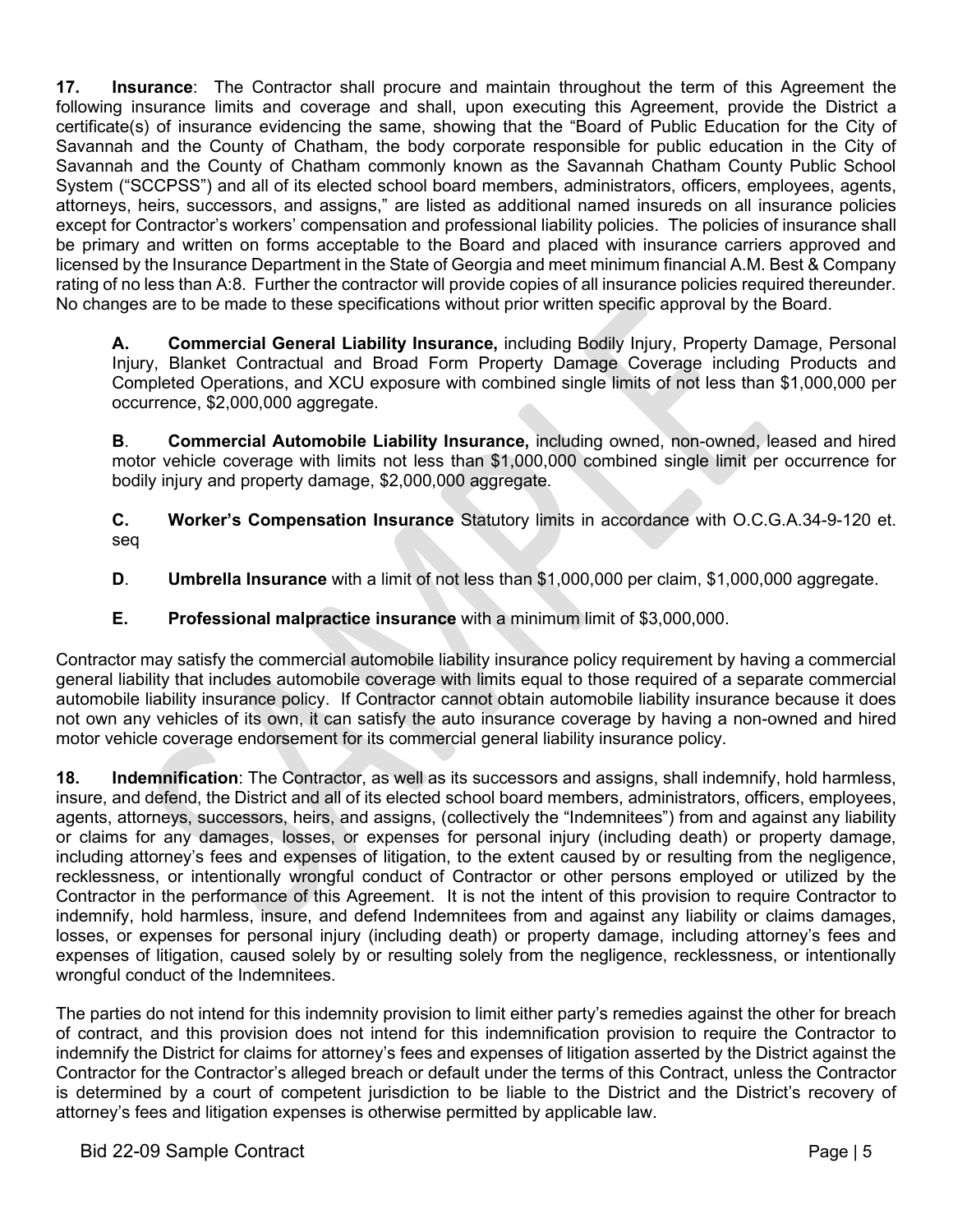**17. Insurance**: The Contractor shall procure and maintain throughout the term of this Agreement the following insurance limits and coverage and shall, upon executing this Agreement, provide the District a certificate(s) of insurance evidencing the same, showing that the "Board of Public Education for the City of Savannah and the County of Chatham, the body corporate responsible for public education in the City of Savannah and the County of Chatham commonly known as the Savannah Chatham County Public School System ("SCCPSS") and all of its elected school board members, administrators, officers, employees, agents, attorneys, heirs, successors, and assigns," are listed as additional named insureds on all insurance policies except for Contractor's workers' compensation and professional liability policies. The policies of insurance shall be primary and written on forms acceptable to the Board and placed with insurance carriers approved and licensed by the Insurance Department in the State of Georgia and meet minimum financial A.M. Best & Company rating of no less than A:8. Further the contractor will provide copies of all insurance policies required thereunder. No changes are to be made to these specifications without prior written specific approval by the Board.

**A. Commercial General Liability Insurance,** including Bodily Injury, Property Damage, Personal Injury, Blanket Contractual and Broad Form Property Damage Coverage including Products and Completed Operations, and XCU exposure with combined single limits of not less than $1,000,000 per occurrence, $2,000,000 aggregate.

**B. Commercial Automobile Liability Insurance,** including owned, non-owned, leased and hired motor vehicle coverage with limits not less than $1,000,000 combined single limit per occurrence for bodily injury and property damage, $2,000,000 aggregate.

**C. Worker's Compensation Insurance** Statutory limits in accordance with O.C.G.A.34-9-120 et. seq

**D. Umbrella Insurance** with a limit of not less than $1,000,000 per claim, $1,000,000 aggregate.

**E. Professional malpractice insurance** with a minimum limit of $3,000,000.

Contractor may satisfy the commercial automobile liability insurance policy requirement by having a commercial general liability that includes automobile coverage with limits equal to those required of a separate commercial automobile liability insurance policy. If Contractor cannot obtain automobile liability insurance because it does not own any vehicles of its own, it can satisfy the auto insurance coverage by having a non-owned and hired motor vehicle coverage endorsement for its commercial general liability insurance policy.

**18. Indemnification**: The Contractor, as well as its successors and assigns, shall indemnify, hold harmless, insure, and defend, the District and all of its elected school board members, administrators, officers, employees, agents, attorneys, successors, heirs, and assigns, (collectively the "Indemnitees") from and against any liability or claims for any damages, losses, or expenses for personal injury (including death) or property damage, including attorney's fees and expenses of litigation, to the extent caused by or resulting from the negligence, recklessness, or intentionally wrongful conduct of Contractor or other persons employed or utilized by the Contractor in the performance of this Agreement. It is not the intent of this provision to require Contractor to indemnify, hold harmless, insure, and defend Indemnitees from and against any liability or claims damages, losses, or expenses for personal injury (including death) or property damage, including attorney's fees and expenses of litigation, caused solely by or resulting solely from the negligence, recklessness, or intentionally wrongful conduct of the Indemnitees.

The parties do not intend for this indemnity provision to limit either party's remedies against the other for breach of contract, and this provision does not intend for this indemnification provision to require the Contractor to indemnify the District for claims for attorney's fees and expenses of litigation asserted by the District against the Contractor for the Contractor's alleged breach or default under the terms of this Contract, unless the Contractor is determined by a court of competent jurisdiction to be liable to the District and the District's recovery of attorney's fees and litigation expenses is otherwise permitted by applicable law.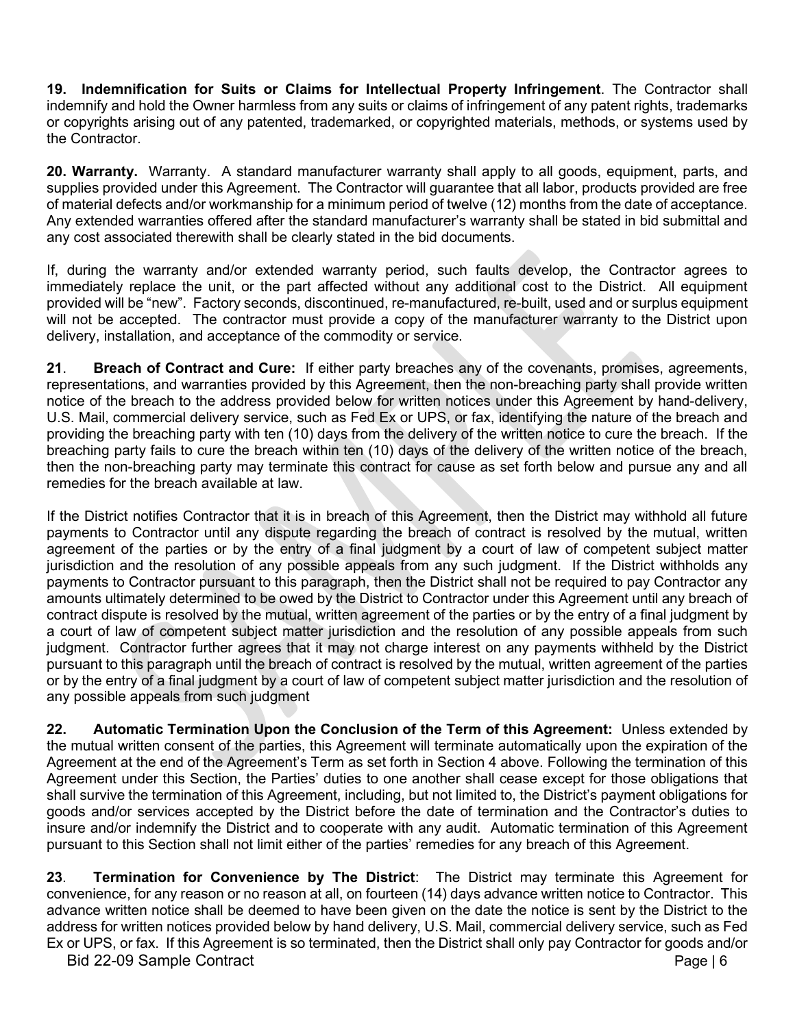**19. Indemnification for Suits or Claims for Intellectual Property Infringement**. The Contractor shall indemnify and hold the Owner harmless from any suits or claims of infringement of any patent rights, trademarks or copyrights arising out of any patented, trademarked, or copyrighted materials, methods, or systems used by the Contractor.

**20. Warranty.** Warranty. A standard manufacturer warranty shall apply to all goods, equipment, parts, and supplies provided under this Agreement. The Contractor will guarantee that all labor, products provided are free of material defects and/or workmanship for a minimum period of twelve (12) months from the date of acceptance. Any extended warranties offered after the standard manufacturer's warranty shall be stated in bid submittal and any cost associated therewith shall be clearly stated in the bid documents.

If, during the warranty and/or extended warranty period, such faults develop, the Contractor agrees to immediately replace the unit, or the part affected without any additional cost to the District. All equipment provided will be "new". Factory seconds, discontinued, re-manufactured, re-built, used and or surplus equipment will not be accepted. The contractor must provide a copy of the manufacturer warranty to the District upon delivery, installation, and acceptance of the commodity or service.

**21**. **Breach of Contract and Cure:** If either party breaches any of the covenants, promises, agreements, representations, and warranties provided by this Agreement, then the non-breaching party shall provide written notice of the breach to the address provided below for written notices under this Agreement by hand-delivery, U.S. Mail, commercial delivery service, such as Fed Ex or UPS, or fax, identifying the nature of the breach and providing the breaching party with ten (10) days from the delivery of the written notice to cure the breach. If the breaching party fails to cure the breach within ten (10) days of the delivery of the written notice of the breach, then the non-breaching party may terminate this contract for cause as set forth below and pursue any and all remedies for the breach available at law.

If the District notifies Contractor that it is in breach of this Agreement, then the District may withhold all future payments to Contractor until any dispute regarding the breach of contract is resolved by the mutual, written agreement of the parties or by the entry of a final judgment by a court of law of competent subject matter jurisdiction and the resolution of any possible appeals from any such judgment. If the District withholds any payments to Contractor pursuant to this paragraph, then the District shall not be required to pay Contractor any amounts ultimately determined to be owed by the District to Contractor under this Agreement until any breach of contract dispute is resolved by the mutual, written agreement of the parties or by the entry of a final judgment by a court of law of competent subject matter jurisdiction and the resolution of any possible appeals from such judgment. Contractor further agrees that it may not charge interest on any payments withheld by the District pursuant to this paragraph until the breach of contract is resolved by the mutual, written agreement of the parties or by the entry of a final judgment by a court of law of competent subject matter jurisdiction and the resolution of any possible appeals from such judgment

**22. Automatic Termination Upon the Conclusion of the Term of this Agreement:** Unless extended by the mutual written consent of the parties, this Agreement will terminate automatically upon the expiration of the Agreement at the end of the Agreement's Term as set forth in Section 4 above. Following the termination of this Agreement under this Section, the Parties' duties to one another shall cease except for those obligations that shall survive the termination of this Agreement, including, but not limited to, the District's payment obligations for goods and/or services accepted by the District before the date of termination and the Contractor's duties to insure and/or indemnify the District and to cooperate with any audit. Automatic termination of this Agreement pursuant to this Section shall not limit either of the parties' remedies for any breach of this Agreement.

**23**. **Termination for Convenience by The District**: The District may terminate this Agreement for convenience, for any reason or no reason at all, on fourteen (14) days advance written notice to Contractor. This advance written notice shall be deemed to have been given on the date the notice is sent by the District to the address for written notices provided below by hand delivery, U.S. Mail, commercial delivery service, such as Fed Ex or UPS, or fax. If this Agreement is so terminated, then the District shall only pay Contractor for goods and/or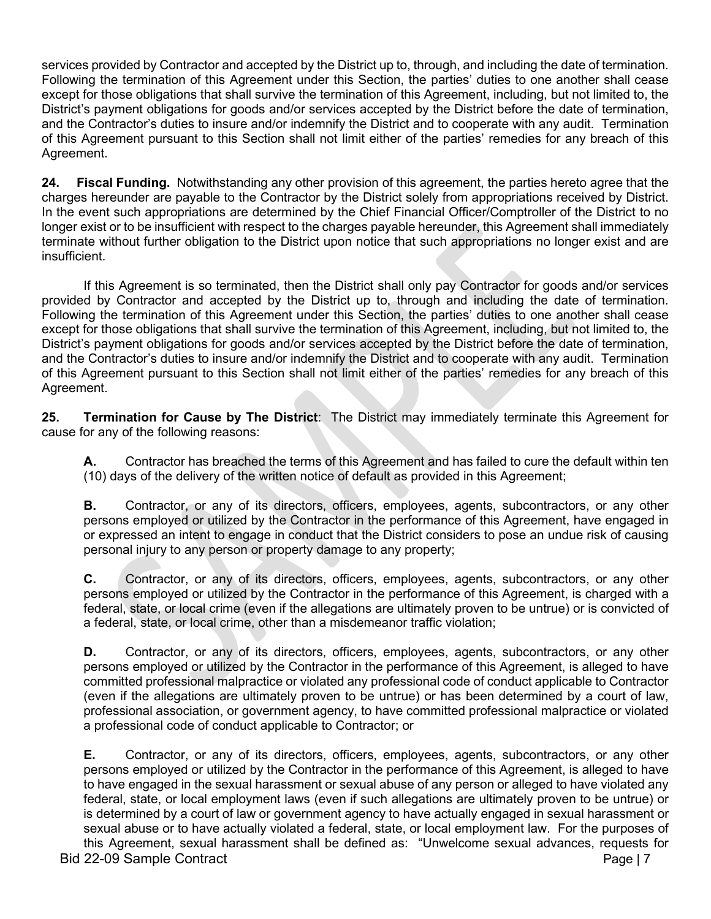services provided by Contractor and accepted by the District up to, through, and including the date of termination. Following the termination of this Agreement under this Section, the parties' duties to one another shall cease except for those obligations that shall survive the termination of this Agreement, including, but not limited to, the District's payment obligations for goods and/or services accepted by the District before the date of termination, and the Contractor's duties to insure and/or indemnify the District and to cooperate with any audit. Termination of this Agreement pursuant to this Section shall not limit either of the parties' remedies for any breach of this Agreement.

**24. Fiscal Funding.** Notwithstanding any other provision of this agreement, the parties hereto agree that the charges hereunder are payable to the Contractor by the District solely from appropriations received by District. In the event such appropriations are determined by the Chief Financial Officer/Comptroller of the District to no longer exist or to be insufficient with respect to the charges payable hereunder, this Agreement shall immediately terminate without further obligation to the District upon notice that such appropriations no longer exist and are insufficient.

If this Agreement is so terminated, then the District shall only pay Contractor for goods and/or services provided by Contractor and accepted by the District up to, through and including the date of termination. Following the termination of this Agreement under this Section, the parties' duties to one another shall cease except for those obligations that shall survive the termination of this Agreement, including, but not limited to, the District's payment obligations for goods and/or services accepted by the District before the date of termination, and the Contractor's duties to insure and/or indemnify the District and to cooperate with any audit. Termination of this Agreement pursuant to this Section shall not limit either of the parties' remedies for any breach of this Agreement.

**25. Termination for Cause by The District**: The District may immediately terminate this Agreement for cause for any of the following reasons:

**A.** Contractor has breached the terms of this Agreement and has failed to cure the default within ten (10) days of the delivery of the written notice of default as provided in this Agreement;

**B.** Contractor, or any of its directors, officers, employees, agents, subcontractors, or any other persons employed or utilized by the Contractor in the performance of this Agreement, have engaged in or expressed an intent to engage in conduct that the District considers to pose an undue risk of causing personal injury to any person or property damage to any property;

**C.** Contractor, or any of its directors, officers, employees, agents, subcontractors, or any other persons employed or utilized by the Contractor in the performance of this Agreement, is charged with a federal, state, or local crime (even if the allegations are ultimately proven to be untrue) or is convicted of a federal, state, or local crime, other than a misdemeanor traffic violation;

**D.** Contractor, or any of its directors, officers, employees, agents, subcontractors, or any other persons employed or utilized by the Contractor in the performance of this Agreement, is alleged to have committed professional malpractice or violated any professional code of conduct applicable to Contractor (even if the allegations are ultimately proven to be untrue) or has been determined by a court of law, professional association, or government agency, to have committed professional malpractice or violated a professional code of conduct applicable to Contractor; or

**E.** Contractor, or any of its directors, officers, employees, agents, subcontractors, or any other persons employed or utilized by the Contractor in the performance of this Agreement, is alleged to have to have engaged in the sexual harassment or sexual abuse of any person or alleged to have violated any federal, state, or local employment laws (even if such allegations are ultimately proven to be untrue) or is determined by a court of law or government agency to have actually engaged in sexual harassment or sexual abuse or to have actually violated a federal, state, or local employment law. For the purposes of this Agreement, sexual harassment shall be defined as: "Unwelcome sexual advances, requests for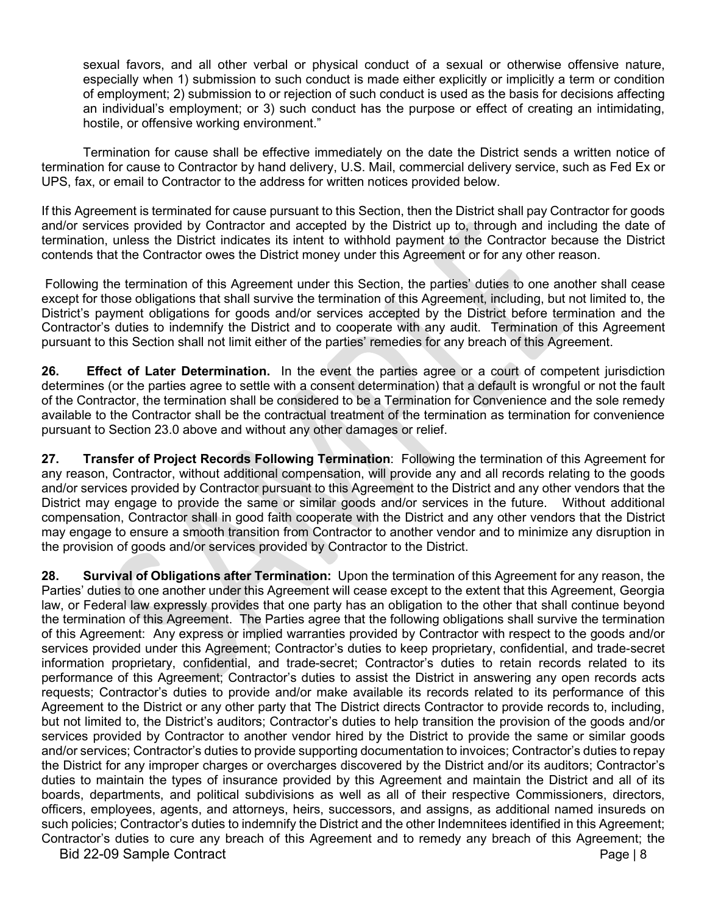sexual favors, and all other verbal or physical conduct of a sexual or otherwise offensive nature, especially when 1) submission to such conduct is made either explicitly or implicitly a term or condition of employment; 2) submission to or rejection of such conduct is used as the basis for decisions affecting an individual's employment; or 3) such conduct has the purpose or effect of creating an intimidating, hostile, or offensive working environment."

Termination for cause shall be effective immediately on the date the District sends a written notice of termination for cause to Contractor by hand delivery, U.S. Mail, commercial delivery service, such as Fed Ex or UPS, fax, or email to Contractor to the address for written notices provided below.

If this Agreement is terminated for cause pursuant to this Section, then the District shall pay Contractor for goods and/or services provided by Contractor and accepted by the District up to, through and including the date of termination, unless the District indicates its intent to withhold payment to the Contractor because the District contends that the Contractor owes the District money under this Agreement or for any other reason.

Following the termination of this Agreement under this Section, the parties' duties to one another shall cease except for those obligations that shall survive the termination of this Agreement, including, but not limited to, the District's payment obligations for goods and/or services accepted by the District before termination and the Contractor's duties to indemnify the District and to cooperate with any audit. Termination of this Agreement pursuant to this Section shall not limit either of the parties' remedies for any breach of this Agreement.

**26. Effect of Later Determination.** In the event the parties agree or a court of competent jurisdiction determines (or the parties agree to settle with a consent determination) that a default is wrongful or not the fault of the Contractor, the termination shall be considered to be a Termination for Convenience and the sole remedy available to the Contractor shall be the contractual treatment of the termination as termination for convenience pursuant to Section 23.0 above and without any other damages or relief.

**27. Transfer of Project Records Following Termination**: Following the termination of this Agreement for any reason, Contractor, without additional compensation, will provide any and all records relating to the goods and/or services provided by Contractor pursuant to this Agreement to the District and any other vendors that the District may engage to provide the same or similar goods and/or services in the future. Without additional compensation, Contractor shall in good faith cooperate with the District and any other vendors that the District may engage to ensure a smooth transition from Contractor to another vendor and to minimize any disruption in the provision of goods and/or services provided by Contractor to the District.

**28. Survival of Obligations after Termination:** Upon the termination of this Agreement for any reason, the Parties' duties to one another under this Agreement will cease except to the extent that this Agreement, Georgia law, or Federal law expressly provides that one party has an obligation to the other that shall continue beyond the termination of this Agreement. The Parties agree that the following obligations shall survive the termination of this Agreement: Any express or implied warranties provided by Contractor with respect to the goods and/or services provided under this Agreement; Contractor's duties to keep proprietary, confidential, and trade-secret information proprietary, confidential, and trade-secret; Contractor's duties to retain records related to its performance of this Agreement; Contractor's duties to assist the District in answering any open records acts requests; Contractor's duties to provide and/or make available its records related to its performance of this Agreement to the District or any other party that The District directs Contractor to provide records to, including, but not limited to, the District's auditors; Contractor's duties to help transition the provision of the goods and/or services provided by Contractor to another vendor hired by the District to provide the same or similar goods and/or services; Contractor's duties to provide supporting documentation to invoices; Contractor's duties to repay the District for any improper charges or overcharges discovered by the District and/or its auditors; Contractor's duties to maintain the types of insurance provided by this Agreement and maintain the District and all of its boards, departments, and political subdivisions as well as all of their respective Commissioners, directors, officers, employees, agents, and attorneys, heirs, successors, and assigns, as additional named insureds on such policies; Contractor's duties to indemnify the District and the other Indemnitees identified in this Agreement; Contractor's duties to cure any breach of this Agreement and to remedy any breach of this Agreement; the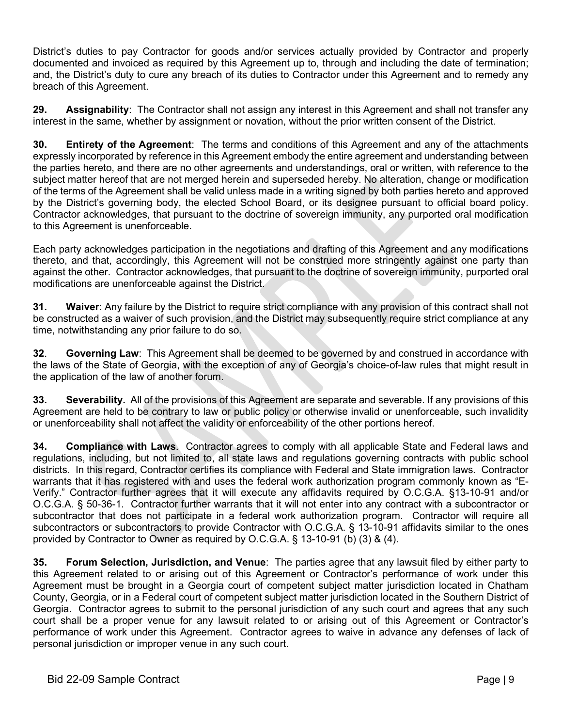District's duties to pay Contractor for goods and/or services actually provided by Contractor and properly documented and invoiced as required by this Agreement up to, through and including the date of termination; and, the District's duty to cure any breach of its duties to Contractor under this Agreement and to remedy any breach of this Agreement.

**29. Assignability**: The Contractor shall not assign any interest in this Agreement and shall not transfer any interest in the same, whether by assignment or novation, without the prior written consent of the District.

**30. Entirety of the Agreement**: The terms and conditions of this Agreement and any of the attachments expressly incorporated by reference in this Agreement embody the entire agreement and understanding between the parties hereto, and there are no other agreements and understandings, oral or written, with reference to the subject matter hereof that are not merged herein and superseded hereby. No alteration, change or modification of the terms of the Agreement shall be valid unless made in a writing signed by both parties hereto and approved by the District's governing body, the elected School Board, or its designee pursuant to official board policy. Contractor acknowledges, that pursuant to the doctrine of sovereign immunity, any purported oral modification to this Agreement is unenforceable.

Each party acknowledges participation in the negotiations and drafting of this Agreement and any modifications thereto, and that, accordingly, this Agreement will not be construed more stringently against one party than against the other. Contractor acknowledges, that pursuant to the doctrine of sovereign immunity, purported oral modifications are unenforceable against the District.

**31. Waiver**: Any failure by the District to require strict compliance with any provision of this contract shall not be constructed as a waiver of such provision, and the District may subsequently require strict compliance at any time, notwithstanding any prior failure to do so.

**32. Governing Law**: This Agreement shall be deemed to be governed by and construed in accordance with the laws of the State of Georgia, with the exception of any of Georgia's choice-of-law rules that might result in the application of the law of another forum.

**33. Severability.** All of the provisions of this Agreement are separate and severable. If any provisions of this Agreement are held to be contrary to law or public policy or otherwise invalid or unenforceable, such invalidity or unenforceability shall not affect the validity or enforceability of the other portions hereof.

**34. Compliance with Laws**. Contractor agrees to comply with all applicable State and Federal laws and regulations, including, but not limited to, all state laws and regulations governing contracts with public school districts. In this regard, Contractor certifies its compliance with Federal and State immigration laws. Contractor warrants that it has registered with and uses the federal work authorization program commonly known as "E-Verify." Contractor further agrees that it will execute any affidavits required by O.C.G.A. §13-10-91 and/or O.C.G.A. § 50-36-1. Contractor further warrants that it will not enter into any contract with a subcontractor or subcontractor that does not participate in a federal work authorization program. Contractor will require all subcontractors or subcontractors to provide Contractor with O.C.G.A. § 13-10-91 affidavits similar to the ones provided by Contractor to Owner as required by O.C.G.A. § 13-10-91 (b) (3) & (4).

**35. Forum Selection, Jurisdiction, and Venue**: The parties agree that any lawsuit filed by either party to this Agreement related to or arising out of this Agreement or Contractor's performance of work under this Agreement must be brought in a Georgia court of competent subject matter jurisdiction located in Chatham County, Georgia, or in a Federal court of competent subject matter jurisdiction located in the Southern District of Georgia. Contractor agrees to submit to the personal jurisdiction of any such court and agrees that any such court shall be a proper venue for any lawsuit related to or arising out of this Agreement or Contractor's performance of work under this Agreement. Contractor agrees to waive in advance any defenses of lack of personal jurisdiction or improper venue in any such court.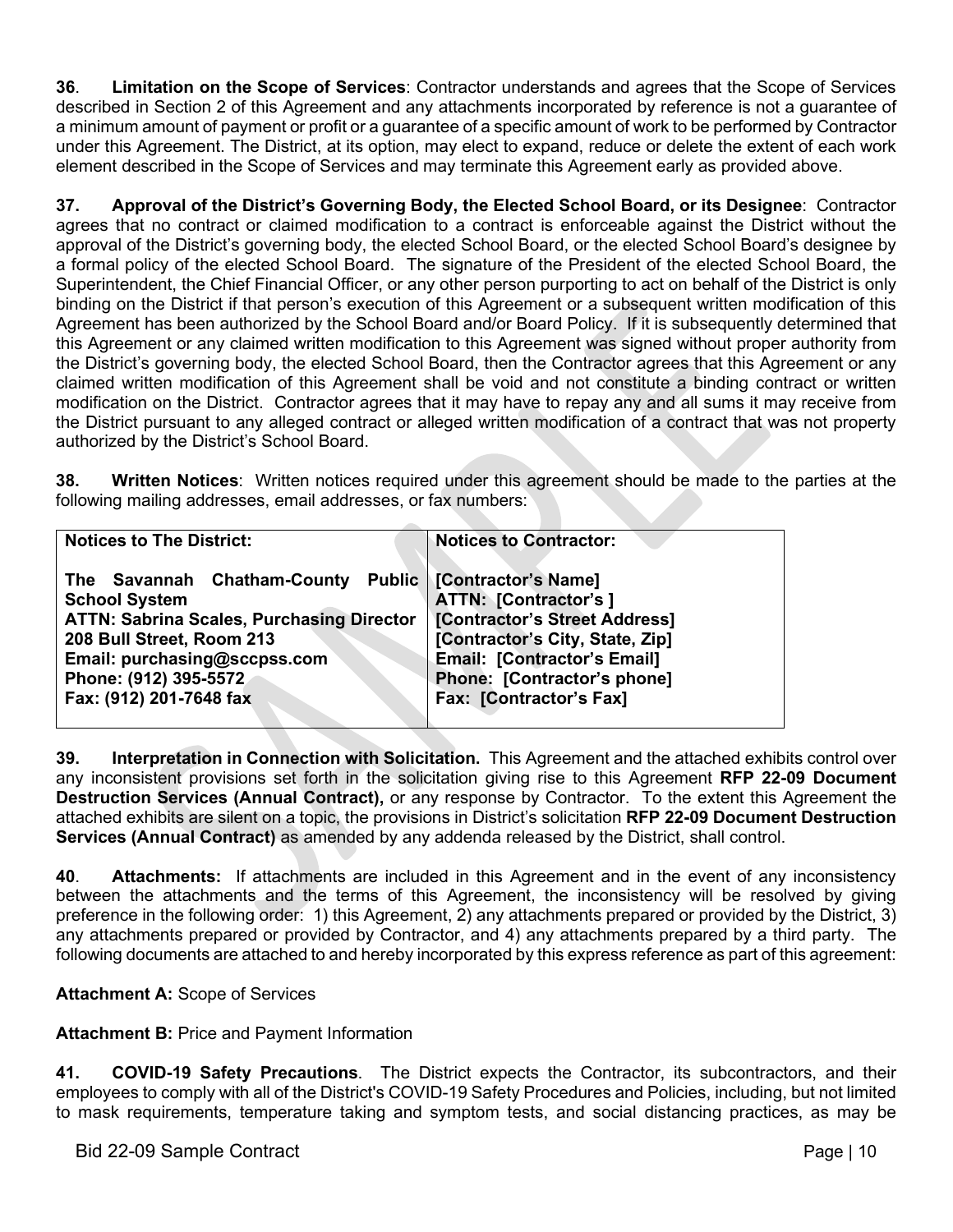**36**. **Limitation on the Scope of Services**: Contractor understands and agrees that the Scope of Services described in Section 2 of this Agreement and any attachments incorporated by reference is not a guarantee of a minimum amount of payment or profit or a guarantee of a specific amount of work to be performed by Contractor under this Agreement. The District, at its option, may elect to expand, reduce or delete the extent of each work element described in the Scope of Services and may terminate this Agreement early as provided above.

**37. Approval of the District's Governing Body, the Elected School Board, or its Designee**: Contractor agrees that no contract or claimed modification to a contract is enforceable against the District without the approval of the District's governing body, the elected School Board, or the elected School Board's designee by a formal policy of the elected School Board. The signature of the President of the elected School Board, the Superintendent, the Chief Financial Officer, or any other person purporting to act on behalf of the District is only binding on the District if that person's execution of this Agreement or a subsequent written modification of this Agreement has been authorized by the School Board and/or Board Policy. If it is subsequently determined that this Agreement or any claimed written modification to this Agreement was signed without proper authority from the District's governing body, the elected School Board, then the Contractor agrees that this Agreement or any claimed written modification of this Agreement shall be void and not constitute a binding contract or written modification on the District. Contractor agrees that it may have to repay any and all sums it may receive from the District pursuant to any alleged contract or alleged written modification of a contract that was not property authorized by the District's School Board.

**38. Written Notices**: Written notices required under this agreement should be made to the parties at the following mailing addresses, email addresses, or fax numbers:

| **Notices to The District:** | **Notices to Contractor:** |
|---|---|
| **The Savannah Chatham-County Public School System**<br>**ATTN: Sabrina Scales, Purchasing Director**<br>**208 Bull Street, Room 213**<br>**Email: purchasing@sccpss.com**<br>**Phone: (912) 395-5572**<br>**Fax: (912) 201-7648 fax** | **[Contractor's Name]**<br>**ATTN: [Contractor's ]**<br>**[Contractor's Street Address]**<br>**[Contractor's City, State, Zip]**<br>**Email: [Contractor's Email]**<br>**Phone: [Contractor's phone]**<br>**Fax: [Contractor's Fax]** |

**39. Interpretation in Connection with Solicitation.** This Agreement and the attached exhibits control over any inconsistent provisions set forth in the solicitation giving rise to this Agreement **RFP 22-09 Document Destruction Services (Annual Contract),** or any response by Contractor. To the extent this Agreement the attached exhibits are silent on a topic, the provisions in District's solicitation **RFP 22-09 Document Destruction Services (Annual Contract)** as amended by any addenda released by the District, shall control.

**40**. **Attachments:** If attachments are included in this Agreement and in the event of any inconsistency between the attachments and the terms of this Agreement, the inconsistency will be resolved by giving preference in the following order: 1) this Agreement, 2) any attachments prepared or provided by the District, 3) any attachments prepared or provided by Contractor, and 4) any attachments prepared by a third party. The following documents are attached to and hereby incorporated by this express reference as part of this agreement:

**Attachment A:** Scope of Services

**Attachment B:** Price and Payment Information

**41. COVID-19 Safety Precautions**. The District expects the Contractor, its subcontractors, and their employees to comply with all of the District's COVID-19 Safety Procedures and Policies, including, but not limited to mask requirements, temperature taking and symptom tests, and social distancing practices, as may be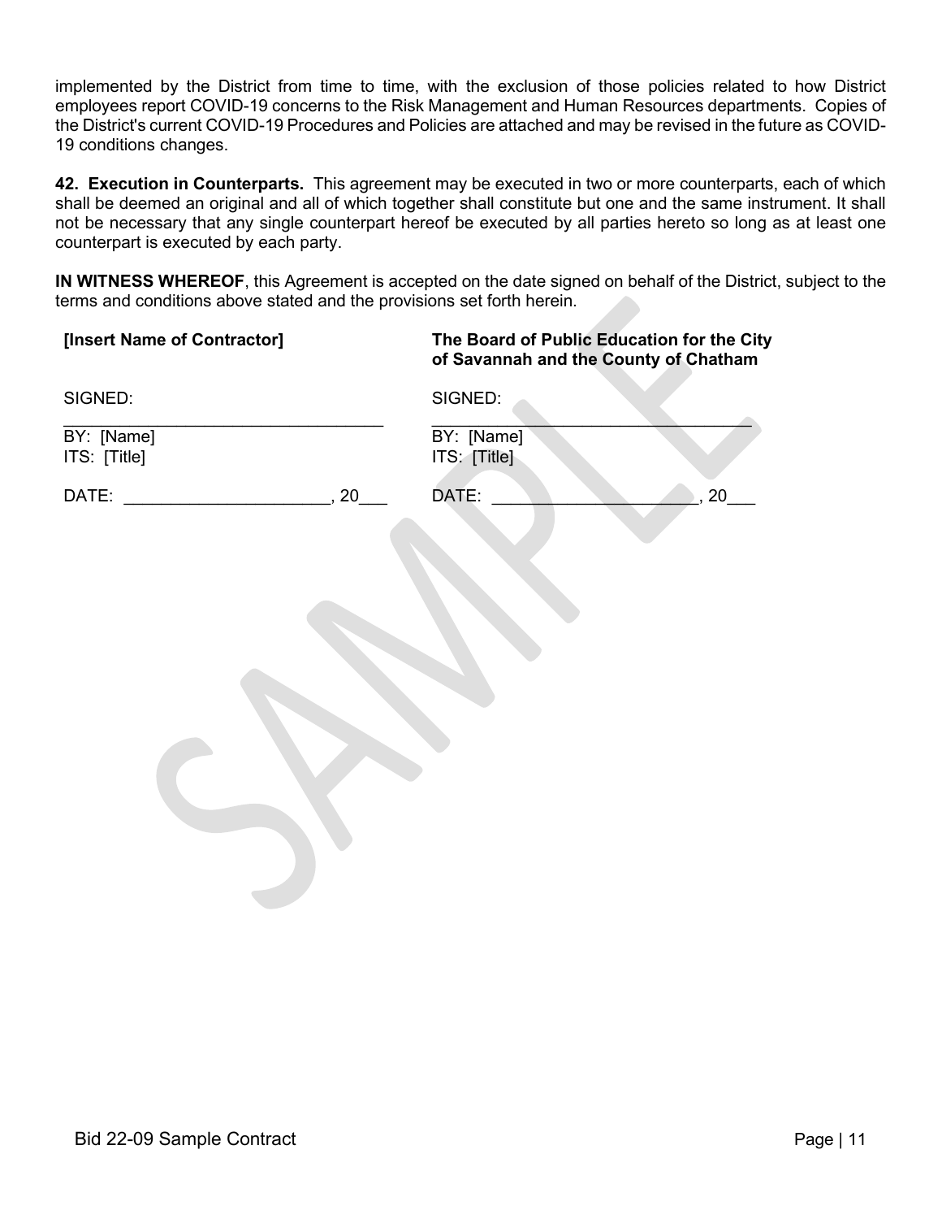implemented by the District from time to time, with the exclusion of those policies related to how District employees report COVID-19 concerns to the Risk Management and Human Resources departments. Copies of the District's current COVID-19 Procedures and Policies are attached and may be revised in the future as COVID-19 conditions changes.

**42. Execution in Counterparts.** This agreement may be executed in two or more counterparts, each of which shall be deemed an original and all of which together shall constitute but one and the same instrument. It shall not be necessary that any single counterpart hereof be executed by all parties hereto so long as at least one counterpart is executed by each party.

**IN WITNESS WHEREOF**, this Agreement is accepted on the date signed on behalf of the District, subject to the terms and conditions above stated and the provisions set forth herein.

| **[Insert Name of Contractor]** | **The Board of Public Education for the City of Savannah and the County of Chatham** |
|---|---|
| SIGNED: | SIGNED: |
| _________________________________ | _________________________________ |
| BY: [Name] | BY: [Name] |
| ITS: [Title] | ITS: [Title] |
| DATE: _____________________, 20___ | DATE: _____________________, 20___ |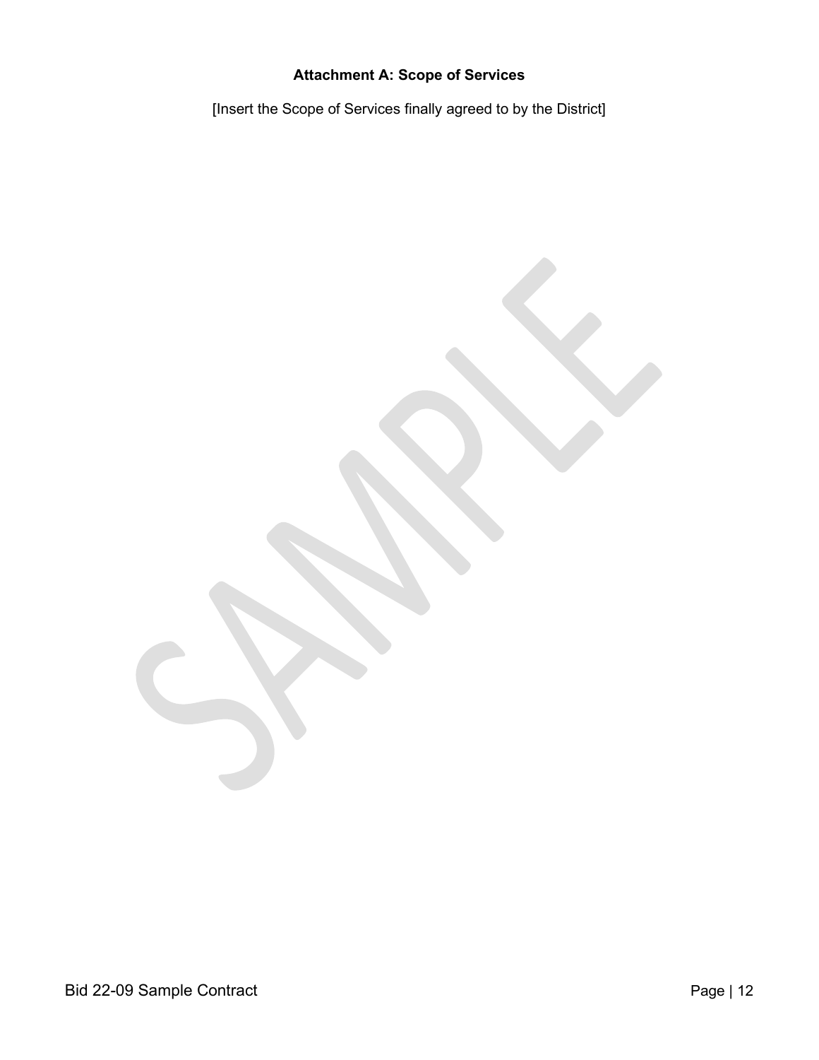## Attachment A: Scope of Services

[Insert the Scope of Services finally agreed to by the District]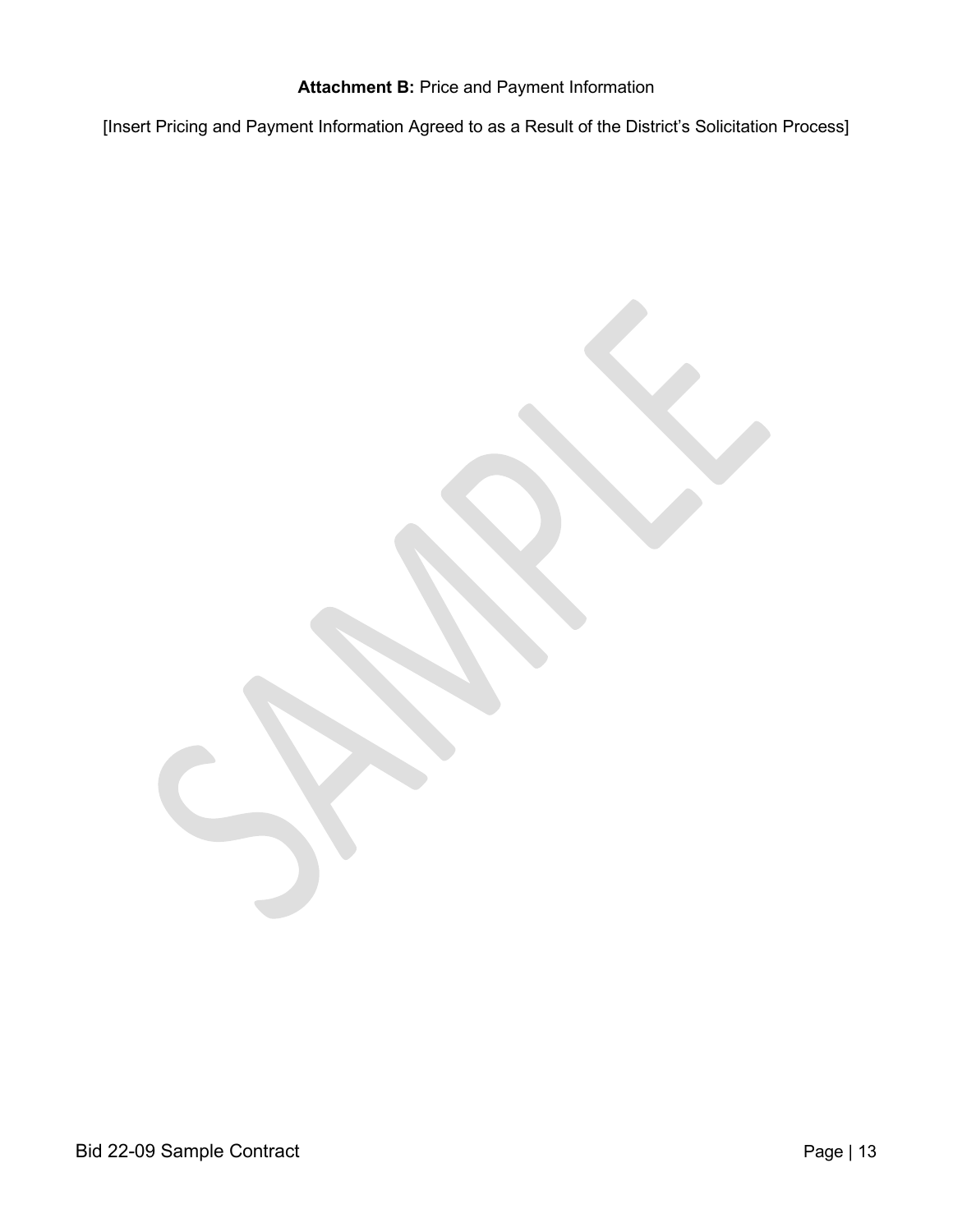**Attachment B:** Price and Payment Information

[Insert Pricing and Payment Information Agreed to as a Result of the District's Solicitation Process]